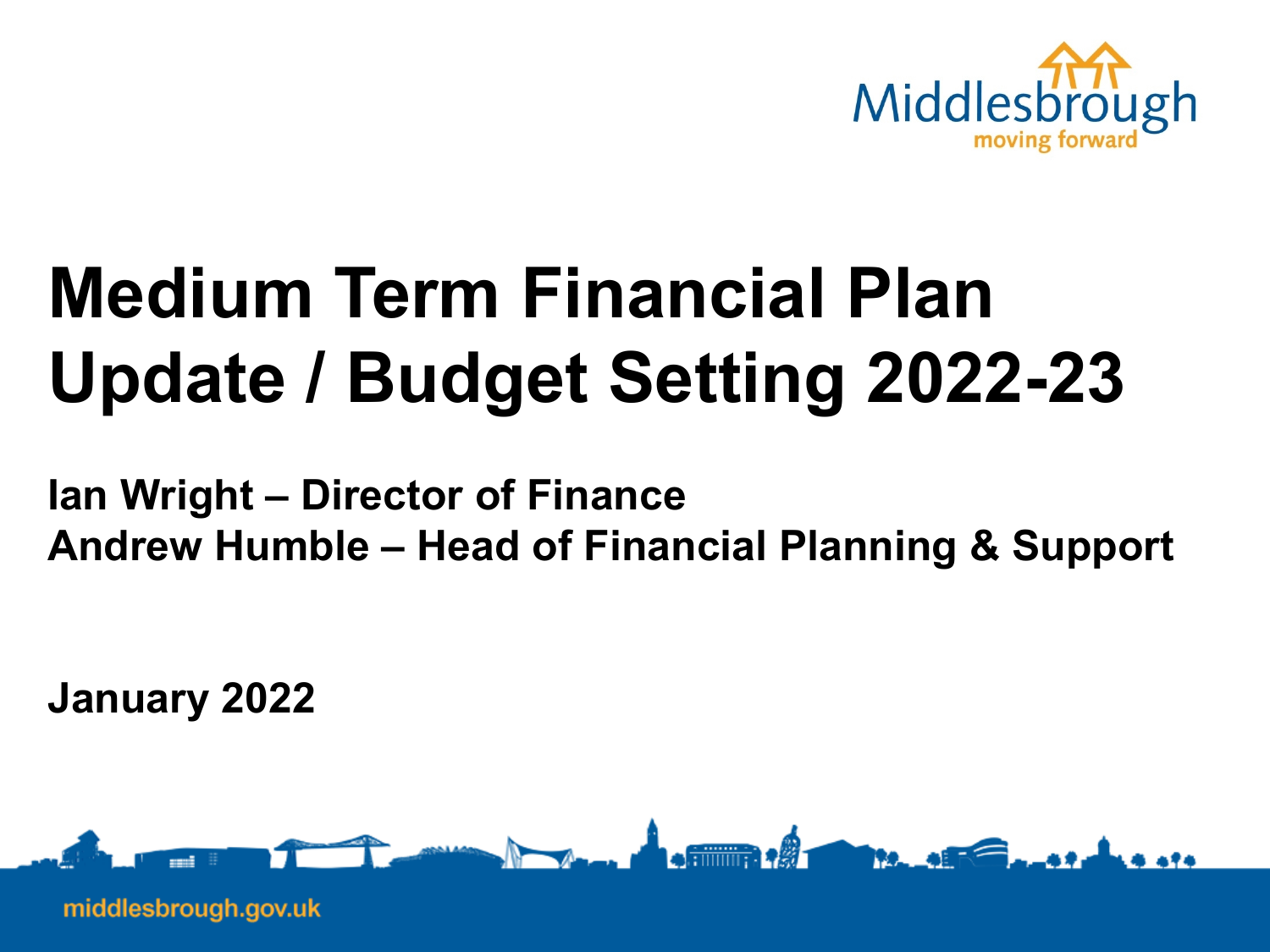Middlesbrough
moving forward

# Medium Term Financial Plan Update / Budget Setting 2022-23

**Ian Wright – Director of Finance**
**Andrew Humble – Head of Financial Planning & Support**

**January 2022**

middlesbrough.gov.uk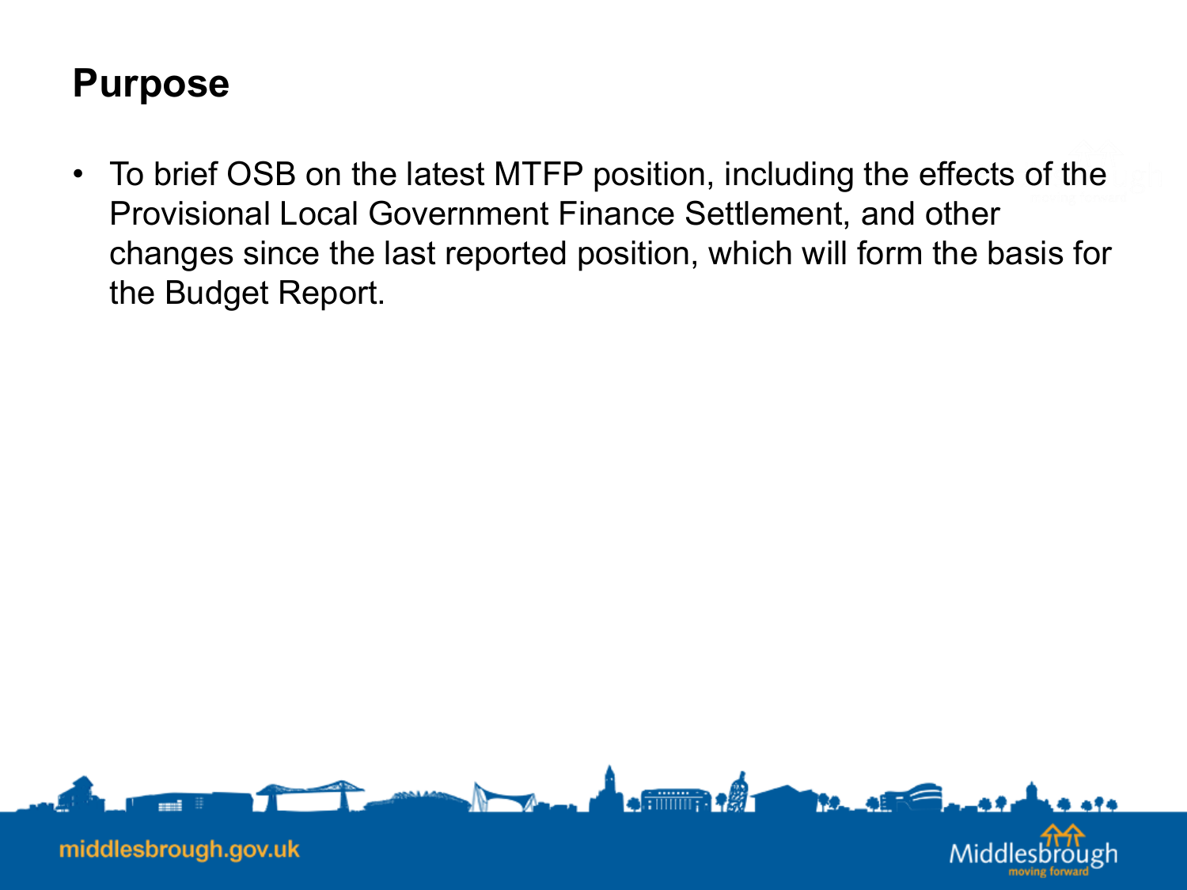# Purpose

- To brief OSB on the latest MTFP position, including the effects of the Provisional Local Government Finance Settlement, and other changes since the last reported position, which will form the basis for the Budget Report.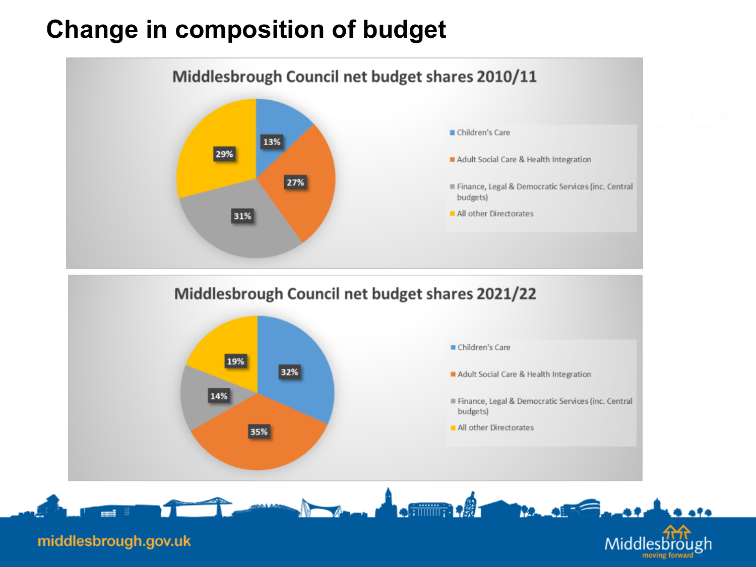# Change in composition of budget

**Middlesbrough Council net budget shares 2010/11**

| Directorate | Share |
|---|---|
| Children's Care | 13% |
| Adult Social Care & Health Integration | 27% |
| Finance, Legal & Democratic Services (inc. Central budgets) | 31% |
| All other Directorates | 29% |

**Middlesbrough Council net budget shares 2021/22**

| Directorate | Share |
|---|---|
| Children's Care | 32% |
| Adult Social Care & Health Integration | 35% |
| Finance, Legal & Democratic Services (inc. Central budgets) | 14% |
| All other Directorates | 19% |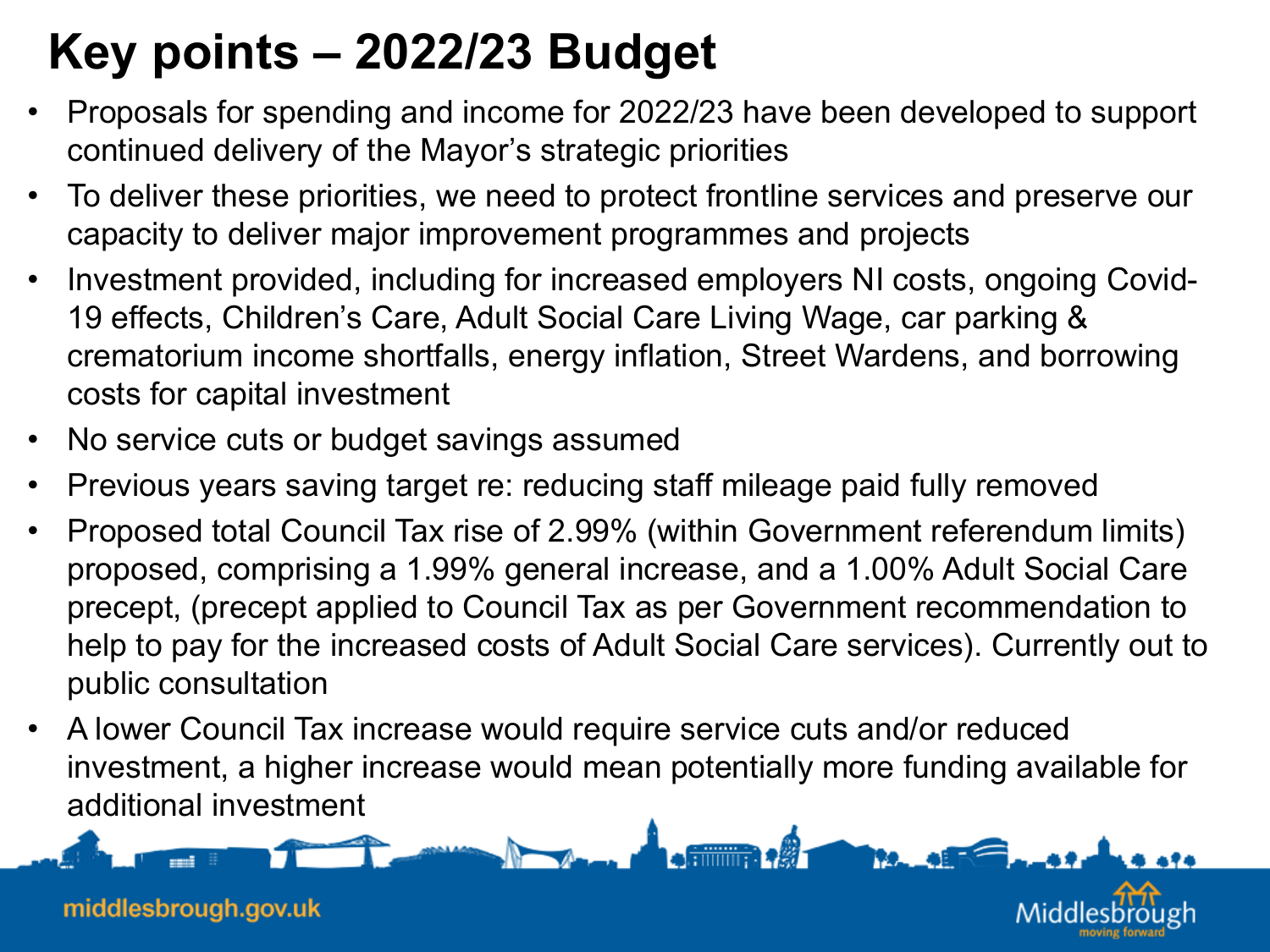# Key points – 2022/23 Budget

- Proposals for spending and income for 2022/23 have been developed to support continued delivery of the Mayor's strategic priorities
- To deliver these priorities, we need to protect frontline services and preserve our capacity to deliver major improvement programmes and projects
- Investment provided, including for increased employers NI costs, ongoing Covid-19 effects, Children's Care, Adult Social Care Living Wage, car parking & crematorium income shortfalls, energy inflation, Street Wardens, and borrowing costs for capital investment
- No service cuts or budget savings assumed
- Previous years saving target re: reducing staff mileage paid fully removed
- Proposed total Council Tax rise of 2.99% (within Government referendum limits) proposed, comprising a 1.99% general increase, and a 1.00% Adult Social Care precept, (precept applied to Council Tax as per Government recommendation to help to pay for the increased costs of Adult Social Care services). Currently out to public consultation
- A lower Council Tax increase would require service cuts and/or reduced investment, a higher increase would mean potentially more funding available for additional investment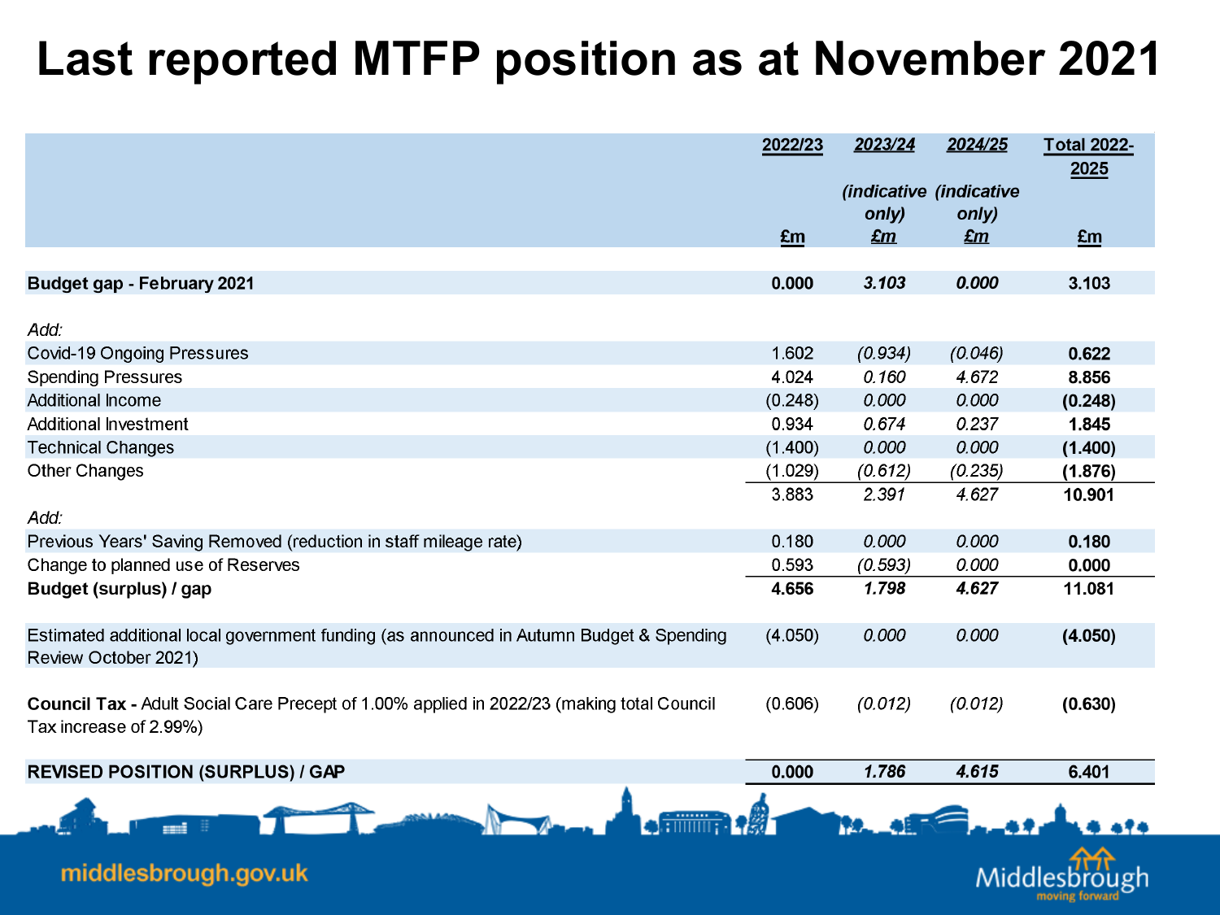# Last reported MTFP position as at November 2021

| | 2022/23 | 2023/24 *(indicative only)* | 2024/25 *(indicative only)* | Total 2022-2025 |
|---|---|---|---|---|
| | £m | £m | £m | £m |
| **Budget gap - February 2021** | **0.000** | ***3.103*** | ***0.000*** | **3.103** |
| *Add:* | | | | |
| Covid-19 Ongoing Pressures | 1.602 | *(0.934)* | *(0.046)* | **0.622** |
| Spending Pressures | 4.024 | *0.160* | *4.672* | **8.856** |
| Additional Income | (0.248) | *0.000* | *0.000* | **(0.248)** |
| Additional Investment | 0.934 | *0.674* | *0.237* | **1.845** |
| Technical Changes | (1.400) | *0.000* | *0.000* | **(1.400)** |
| Other Changes | (1.029) | *(0.612)* | *(0.235)* | **(1.876)** |
| | 3.883 | *2.391* | *4.627* | **10.901** |
| *Add:* | | | | |
| Previous Years' Saving Removed (reduction in staff mileage rate) | 0.180 | *0.000* | *0.000* | **0.180** |
| Change to planned use of Reserves | 0.593 | *(0.593)* | *0.000* | **0.000** |
| **Budget (surplus) / gap** | **4.656** | ***1.798*** | ***4.627*** | **11.081** |
| Estimated additional local government funding (as announced in Autumn Budget & Spending Review October 2021) | (4.050) | *0.000* | *0.000* | **(4.050)** |
| **Council Tax -** Adult Social Care Precept of 1.00% applied in 2022/23 (making total Council Tax increase of 2.99%) | (0.606) | *(0.012)* | *(0.012)* | **(0.630)** |
| **REVISED POSITION (SURPLUS) / GAP** | **0.000** | ***1.786*** | ***4.615*** | **6.401** |

middlesbrough.gov.uk

Middlesbrough moving forward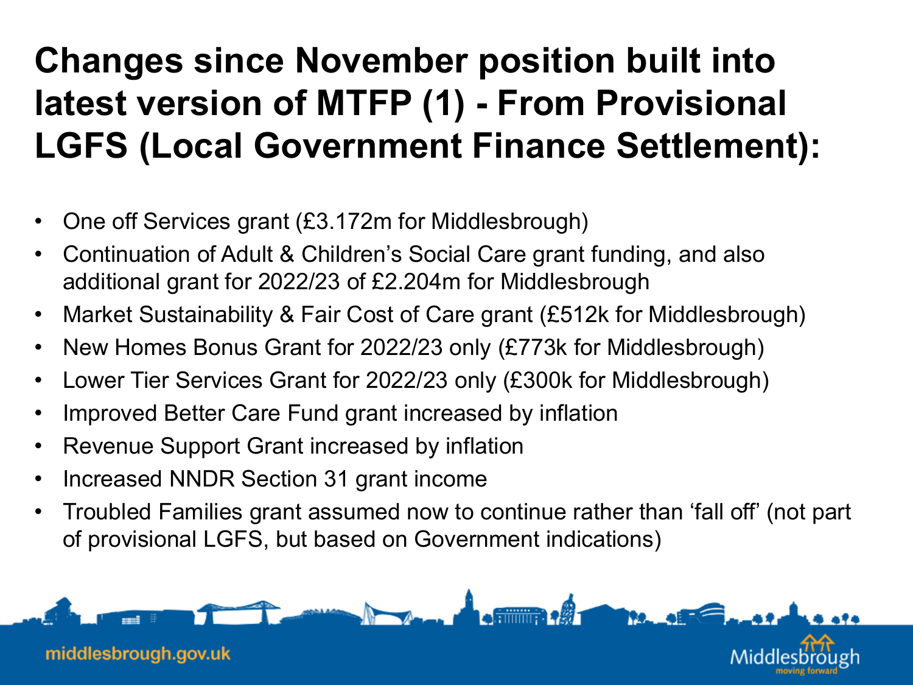# Changes since November position built into latest version of MTFP (1) - From Provisional LGFS (Local Government Finance Settlement):

- One off Services grant (£3.172m for Middlesbrough)
- Continuation of Adult & Children's Social Care grant funding, and also additional grant for 2022/23 of £2.204m for Middlesbrough
- Market Sustainability & Fair Cost of Care grant (£512k for Middlesbrough)
- New Homes Bonus Grant for 2022/23 only (£773k for Middlesbrough)
- Lower Tier Services Grant for 2022/23 only (£300k for Middlesbrough)
- Improved Better Care Fund grant increased by inflation
- Revenue Support Grant increased by inflation
- Increased NNDR Section 31 grant income
- Troubled Families grant assumed now to continue rather than 'fall off' (not part of provisional LGFS, but based on Government indications)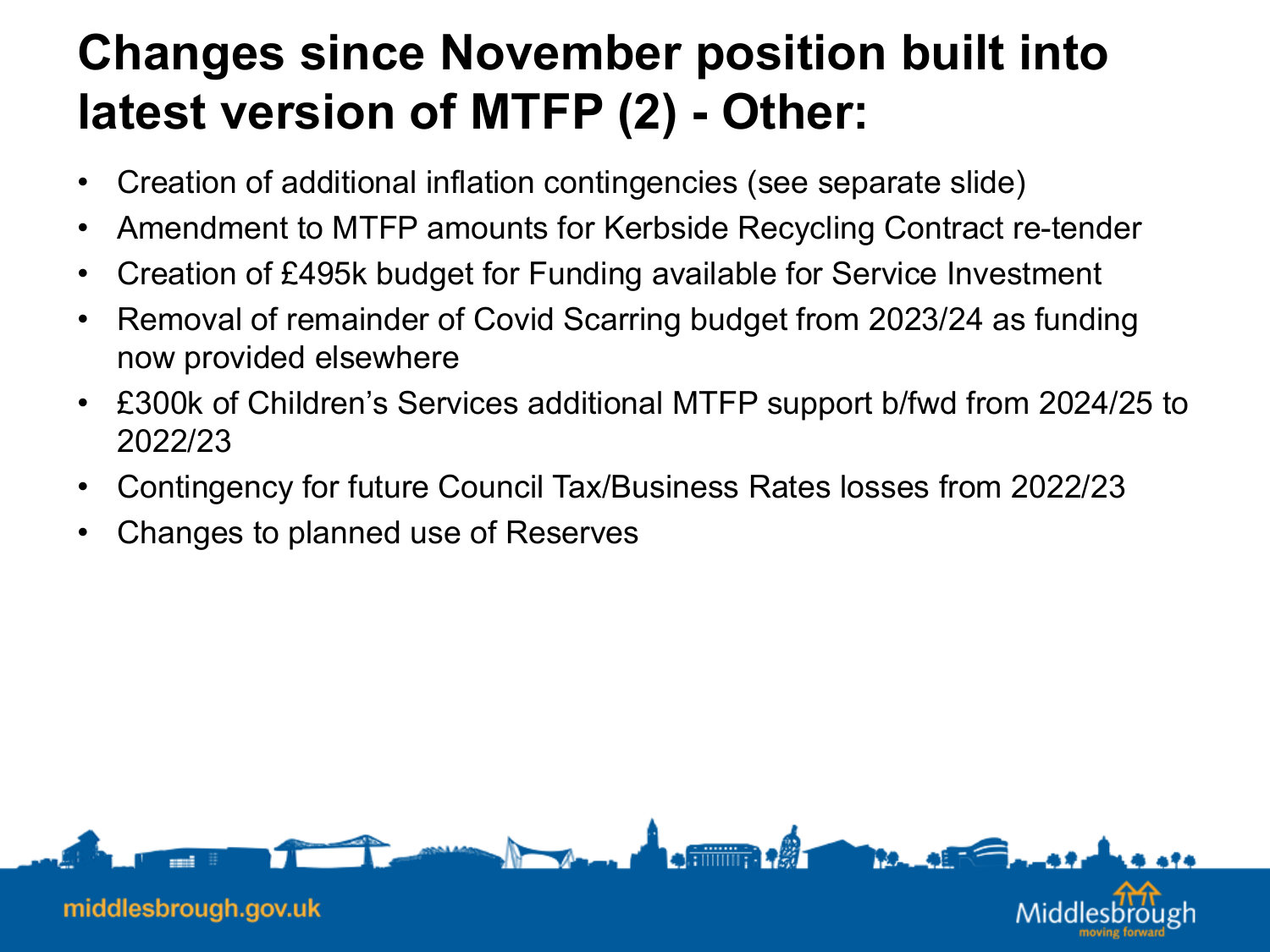# Changes since November position built into latest version of MTFP (2) - Other:

- Creation of additional inflation contingencies (see separate slide)
- Amendment to MTFP amounts for Kerbside Recycling Contract re-tender
- Creation of £495k budget for Funding available for Service Investment
- Removal of remainder of Covid Scarring budget from 2023/24 as funding now provided elsewhere
- £300k of Children's Services additional MTFP support b/fwd from 2024/25 to 2022/23
- Contingency for future Council Tax/Business Rates losses from 2022/23
- Changes to planned use of Reserves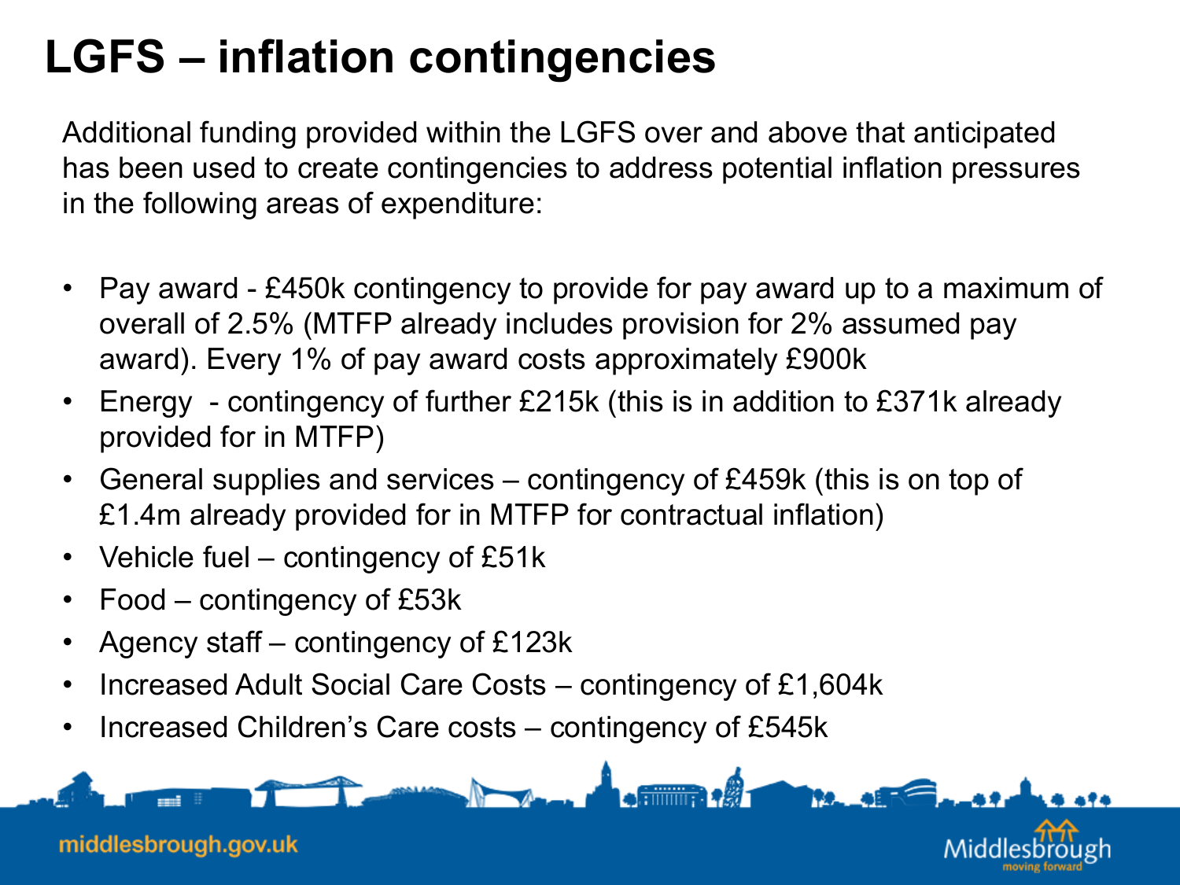# LGFS – inflation contingencies

Additional funding provided within the LGFS over and above that anticipated has been used to create contingencies to address potential inflation pressures in the following areas of expenditure:

- Pay award - £450k contingency to provide for pay award up to a maximum of overall of 2.5% (MTFP already includes provision for 2% assumed pay award). Every 1% of pay award costs approximately £900k
- Energy - contingency of further £215k (this is in addition to £371k already provided for in MTFP)
- General supplies and services – contingency of £459k (this is on top of £1.4m already provided for in MTFP for contractual inflation)
- Vehicle fuel – contingency of £51k
- Food – contingency of £53k
- Agency staff – contingency of £123k
- Increased Adult Social Care Costs – contingency of £1,604k
- Increased Children's Care costs – contingency of £545k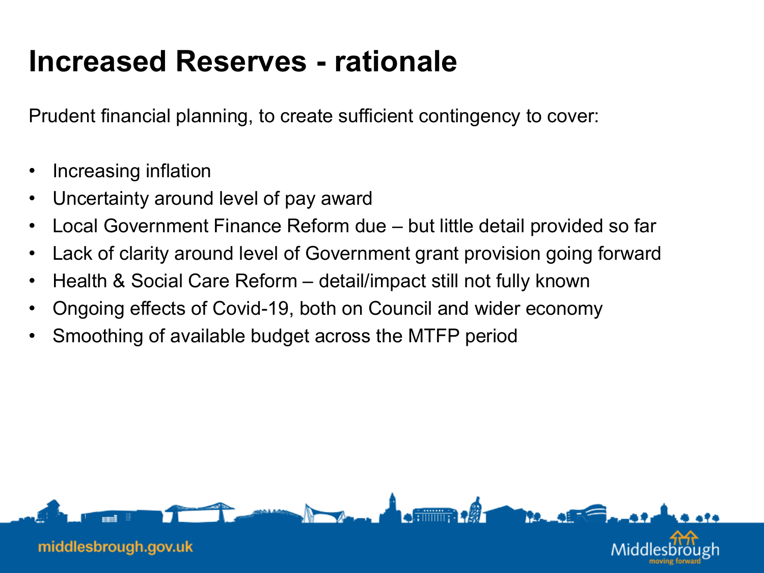# Increased Reserves - rationale

Prudent financial planning, to create sufficient contingency to cover:

- Increasing inflation
- Uncertainty around level of pay award
- Local Government Finance Reform due – but little detail provided so far
- Lack of clarity around level of Government grant provision going forward
- Health & Social Care Reform – detail/impact still not fully known
- Ongoing effects of Covid-19, both on Council and wider economy
- Smoothing of available budget across the MTFP period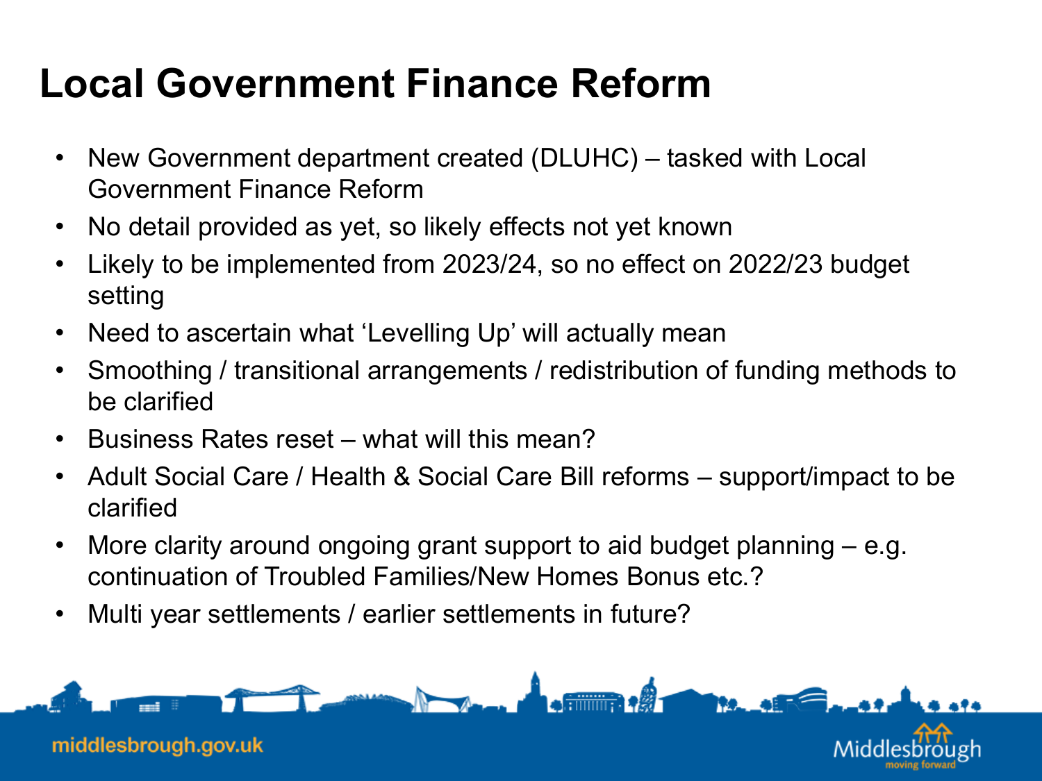# Local Government Finance Reform

- New Government department created (DLUHC) – tasked with Local Government Finance Reform
- No detail provided as yet, so likely effects not yet known
- Likely to be implemented from 2023/24, so no effect on 2022/23 budget setting
- Need to ascertain what 'Levelling Up' will actually mean
- Smoothing / transitional arrangements / redistribution of funding methods to be clarified
- Business Rates reset – what will this mean?
- Adult Social Care / Health & Social Care Bill reforms – support/impact to be clarified
- More clarity around ongoing grant support to aid budget planning – e.g. continuation of Troubled Families/New Homes Bonus etc.?
- Multi year settlements / earlier settlements in future?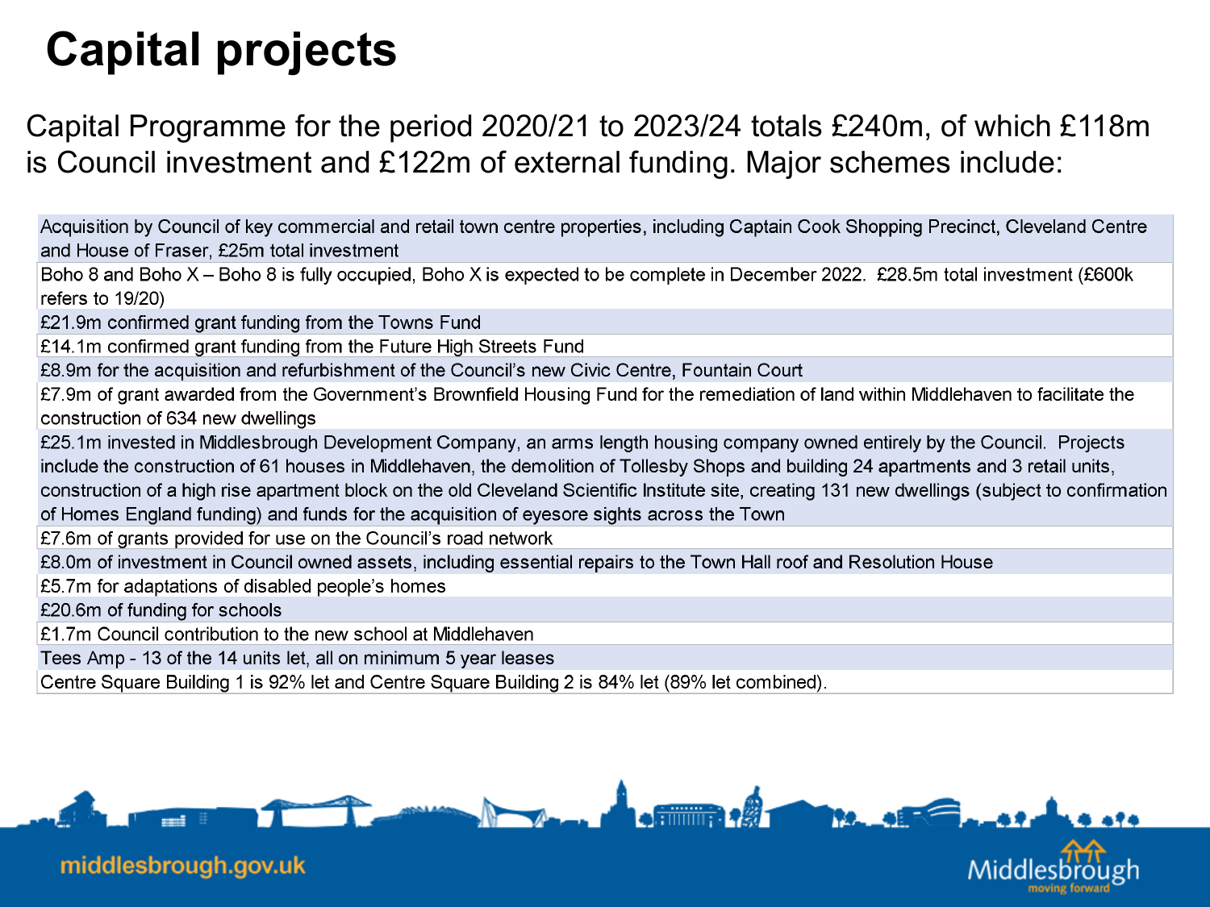# Capital projects

Capital Programme for the period 2020/21 to 2023/24 totals £240m, of which £118m is Council investment and £122m of external funding. Major schemes include:

| |
|---|
| Acquisition by Council of key commercial and retail town centre properties, including Captain Cook Shopping Precinct, Cleveland Centre and House of Fraser, £25m total investment |
| Boho 8 and Boho X – Boho 8 is fully occupied, Boho X is expected to be complete in December 2022. £28.5m total investment (£600k refers to 19/20) |
| £21.9m confirmed grant funding from the Towns Fund |
| £14.1m confirmed grant funding from the Future High Streets Fund |
| £8.9m for the acquisition and refurbishment of the Council's new Civic Centre, Fountain Court |
| £7.9m of grant awarded from the Government's Brownfield Housing Fund for the remediation of land within Middlehaven to facilitate the construction of 634 new dwellings |
| £25.1m invested in Middlesbrough Development Company, an arms length housing company owned entirely by the Council. Projects include the construction of 61 houses in Middlehaven, the demolition of Tollesby Shops and building 24 apartments and 3 retail units, construction of a high rise apartment block on the old Cleveland Scientific Institute site, creating 131 new dwellings (subject to confirmation of Homes England funding) and funds for the acquisition of eyesore sights across the Town |
| £7.6m of grants provided for use on the Council's road network |
| £8.0m of investment in Council owned assets, including essential repairs to the Town Hall roof and Resolution House |
| £5.7m for adaptations of disabled people's homes |
| £20.6m of funding for schools |
| £1.7m Council contribution to the new school at Middlehaven |
| Tees Amp - 13 of the 14 units let, all on minimum 5 year leases |
| Centre Square Building 1 is 92% let and Centre Square Building 2 is 84% let (89% let combined). |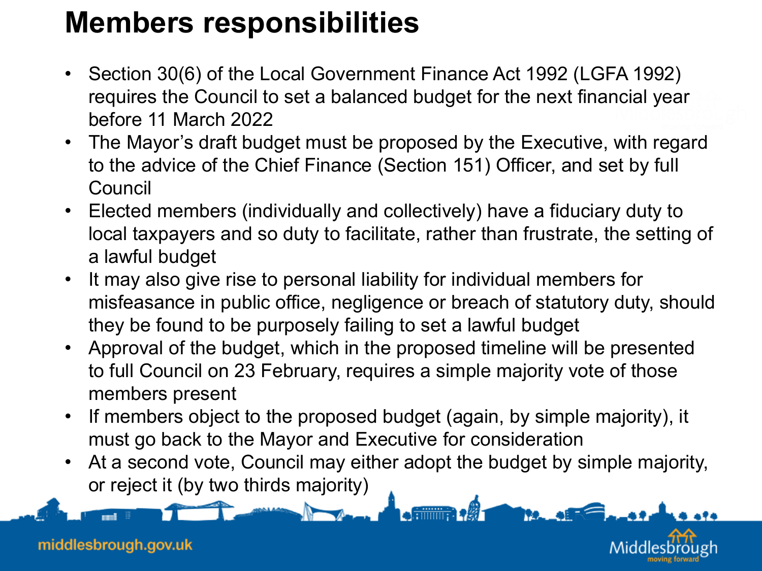# Members responsibilities

- Section 30(6) of the Local Government Finance Act 1992 (LGFA 1992) requires the Council to set a balanced budget for the next financial year before 11 March 2022
- The Mayor's draft budget must be proposed by the Executive, with regard to the advice of the Chief Finance (Section 151) Officer, and set by full Council
- Elected members (individually and collectively) have a fiduciary duty to local taxpayers and so duty to facilitate, rather than frustrate, the setting of a lawful budget
- It may also give rise to personal liability for individual members for misfeasance in public office, negligence or breach of statutory duty, should they be found to be purposely failing to set a lawful budget
- Approval of the budget, which in the proposed timeline will be presented to full Council on 23 February, requires a simple majority vote of those members present
- If members object to the proposed budget (again, by simple majority), it must go back to the Mayor and Executive for consideration
- At a second vote, Council may either adopt the budget by simple majority, or reject it (by two thirds majority)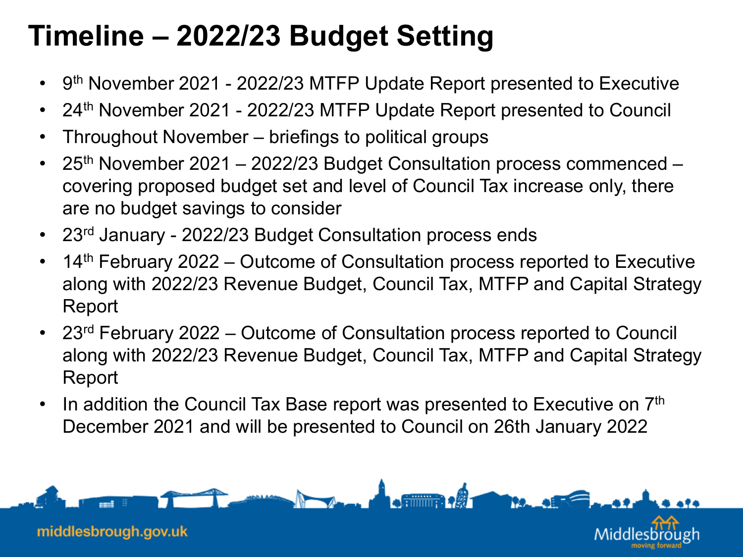# Timeline – 2022/23 Budget Setting

- 9th November 2021 - 2022/23 MTFP Update Report presented to Executive
- 24th November 2021 - 2022/23 MTFP Update Report presented to Council
- Throughout November – briefings to political groups
- 25th November 2021 – 2022/23 Budget Consultation process commenced – covering proposed budget set and level of Council Tax increase only, there are no budget savings to consider
- 23rd January - 2022/23 Budget Consultation process ends
- 14th February 2022 – Outcome of Consultation process reported to Executive along with 2022/23 Revenue Budget, Council Tax, MTFP and Capital Strategy Report
- 23rd February 2022 – Outcome of Consultation process reported to Council along with 2022/23 Revenue Budget, Council Tax, MTFP and Capital Strategy Report
- In addition the Council Tax Base report was presented to Executive on 7th December 2021 and will be presented to Council on 26th January 2022

middlesbrough.gov.uk

Middlesbrough moving forward